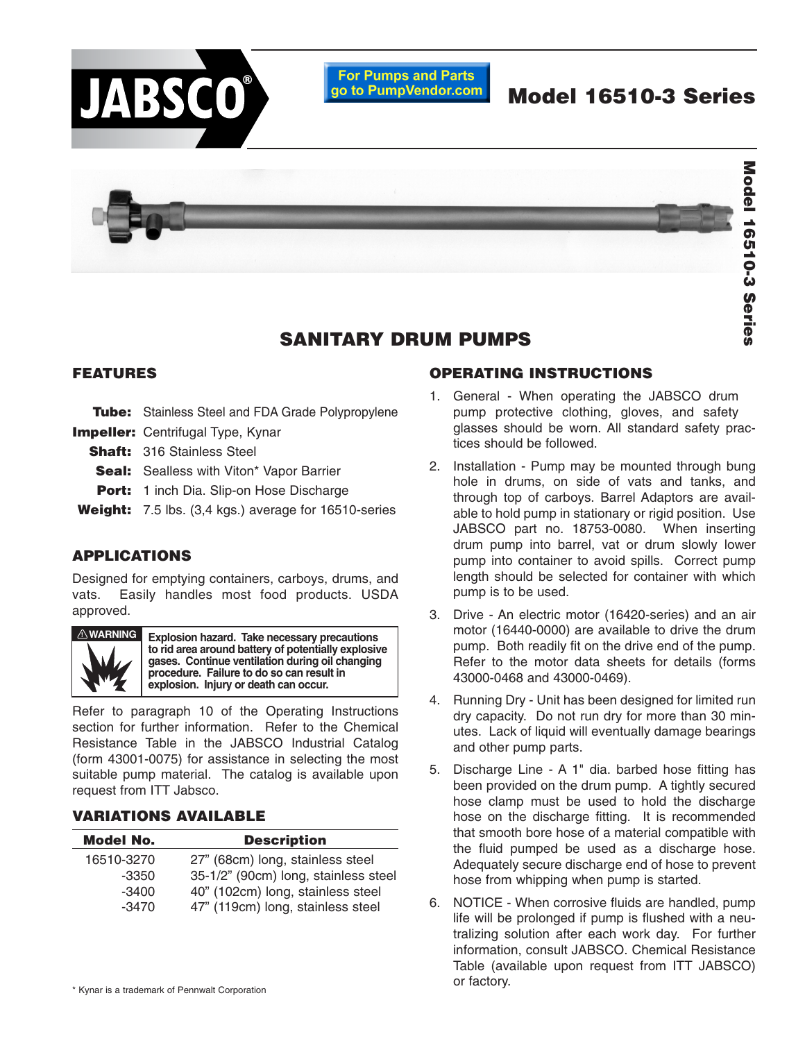JABSCO®

For Pumps and Parts go to PumpVendor.com

# Model 16510-3 Series

## SANITARY DRUM PUMPS

### FEATURES

**Tube:** Stainless Steel and FDA Grade Polypropylene
**Impeller:** Centrifugal Type, Kynar
**Shaft:** 316 Stainless Steel
**Seal:** Sealless with Viton* Vapor Barrier
**Port:** 1 inch Dia. Slip-on Hose Discharge
**Weight:** 7.5 lbs. (3,4 kgs.) average for 16510-series

### APPLICATIONS

Designed for emptying containers, carboys, drums, and vats. Easily handles most food products. USDA approved.

> ⚠WARNING
> **Explosion hazard. Take necessary precautions to rid area around battery of potentially explosive gases. Continue ventilation during oil changing procedure. Failure to do so can result in explosion. Injury or death can occur.**

Refer to paragraph 10 of the Operating Instructions section for further information. Refer to the Chemical Resistance Table in the JABSCO Industrial Catalog (form 43001-0075) for assistance in selecting the most suitable pump material. The catalog is available upon request from ITT Jabsco.

### VARIATIONS AVAILABLE

| Model No. | Description |
|---|---|
| 16510-3270 | 27" (68cm) long, stainless steel |
| -3350 | 35-1/2" (90cm) long, stainless steel |
| -3400 | 40" (102cm) long, stainless steel |
| -3470 | 47" (119cm) long, stainless steel |

### OPERATING INSTRUCTIONS

1. General - When operating the JABSCO drum pump protective clothing, gloves, and safety glasses should be worn. All standard safety practices should be followed.
2. Installation - Pump may be mounted through bung hole in drums, on side of vats and tanks, and through top of carboys. Barrel Adaptors are available to hold pump in stationary or rigid position. Use JABSCO part no. 18753-0080. When inserting drum pump into barrel, vat or drum slowly lower pump into container to avoid spills. Correct pump length should be selected for container with which pump is to be used.
3. Drive - An electric motor (16420-series) and an air motor (16440-0000) are available to drive the drum pump. Both readily fit on the drive end of the pump. Refer to the motor data sheets for details (forms 43000-0468 and 43000-0469).
4. Running Dry - Unit has been designed for limited run dry capacity. Do not run dry for more than 30 minutes. Lack of liquid will eventually damage bearings and other pump parts.
5. Discharge Line - A 1" dia. barbed hose fitting has been provided on the drum pump. A tightly secured hose clamp must be used to hold the discharge hose on the discharge fitting. It is recommended that smooth bore hose of a material compatible with the fluid pumped be used as a discharge hose. Adequately secure discharge end of hose to prevent hose from whipping when pump is started.
6. NOTICE - When corrosive fluids are handled, pump life will be prolonged if pump is flushed with a neutralizing solution after each work day. For further information, consult JABSCO. Chemical Resistance Table (available upon request from ITT JABSCO) or factory.

\* Kynar is a trademark of Pennwalt Corporation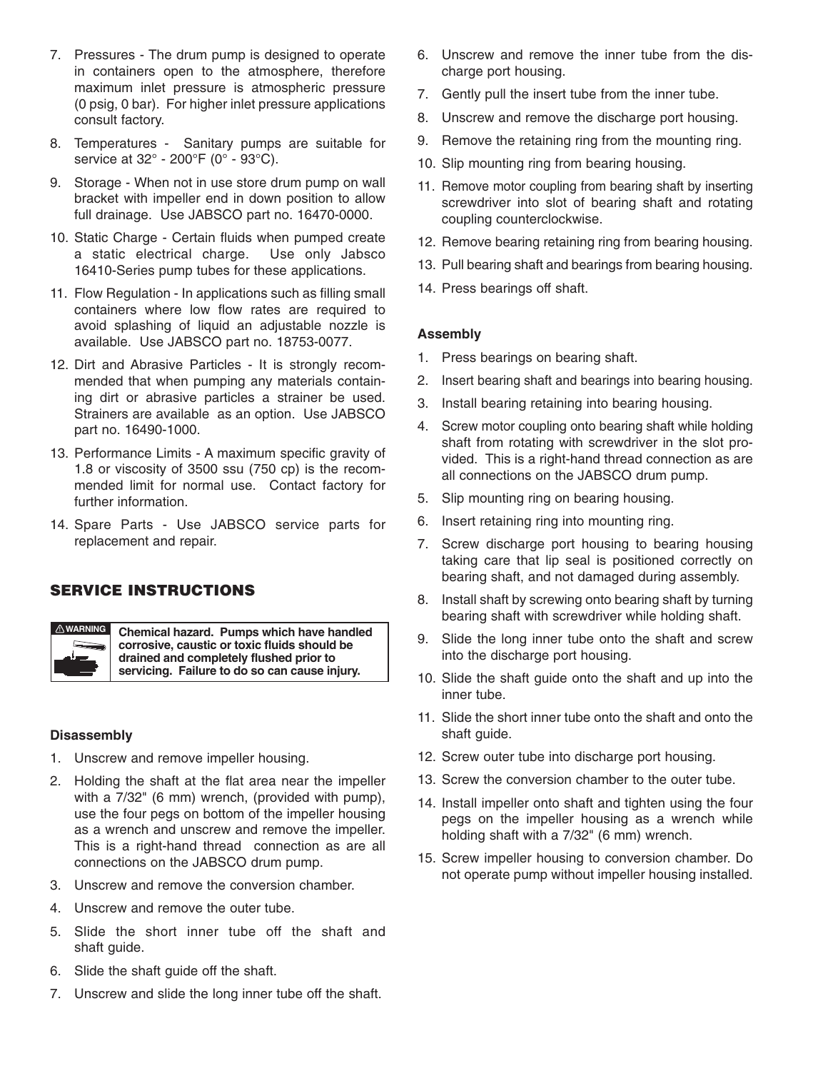7. Pressures - The drum pump is designed to operate in containers open to the atmosphere, therefore maximum inlet pressure is atmospheric pressure (0 psig, 0 bar). For higher inlet pressure applications consult factory.
8. Temperatures - Sanitary pumps are suitable for service at 32° - 200°F (0° - 93°C).
9. Storage - When not in use store drum pump on wall bracket with impeller end in down position to allow full drainage. Use JABSCO part no. 16470-0000.
10. Static Charge - Certain fluids when pumped create a static electrical charge. Use only Jabsco 16410-Series pump tubes for these applications.
11. Flow Regulation - In applications such as filling small containers where low flow rates are required to avoid splashing of liquid an adjustable nozzle is available. Use JABSCO part no. 18753-0077.
12. Dirt and Abrasive Particles - It is strongly recommended that when pumping any materials containing dirt or abrasive particles a strainer be used. Strainers are available as an option. Use JABSCO part no. 16490-1000.
13. Performance Limits - A maximum specific gravity of 1.8 or viscosity of 3500 ssu (750 cp) is the recommended limit for normal use. Contact factory for further information.
14. Spare Parts - Use JABSCO service parts for replacement and repair.

## SERVICE INSTRUCTIONS

⚠WARNING **Chemical hazard. Pumps which have handled corrosive, caustic or toxic fluids should be drained and completely flushed prior to servicing. Failure to do so can cause injury.**

### Disassembly

1. Unscrew and remove impeller housing.
2. Holding the shaft at the flat area near the impeller with a 7/32" (6 mm) wrench, (provided with pump), use the four pegs on bottom of the impeller housing as a wrench and unscrew and remove the impeller. This is a right-hand thread connection as are all connections on the JABSCO drum pump.
3. Unscrew and remove the conversion chamber.
4. Unscrew and remove the outer tube.
5. Slide the short inner tube off the shaft and shaft guide.
6. Slide the shaft guide off the shaft.
7. Unscrew and slide the long inner tube off the shaft.
6. Unscrew and remove the inner tube from the discharge port housing.
7. Gently pull the insert tube from the inner tube.
8. Unscrew and remove the discharge port housing.
9. Remove the retaining ring from the mounting ring.
10. Slip mounting ring from bearing housing.
11. Remove motor coupling from bearing shaft by inserting screwdriver into slot of bearing shaft and rotating coupling counterclockwise.
12. Remove bearing retaining ring from bearing housing.
13. Pull bearing shaft and bearings from bearing housing.
14. Press bearings off shaft.

### Assembly

1. Press bearings on bearing shaft.
2. Insert bearing shaft and bearings into bearing housing.
3. Install bearing retaining into bearing housing.
4. Screw motor coupling onto bearing shaft while holding shaft from rotating with screwdriver in the slot provided. This is a right-hand thread connection as are all connections on the JABSCO drum pump.
5. Slip mounting ring on bearing housing.
6. Insert retaining ring into mounting ring.
7. Screw discharge port housing to bearing housing taking care that lip seal is positioned correctly on bearing shaft, and not damaged during assembly.
8. Install shaft by screwing onto bearing shaft by turning bearing shaft with screwdriver while holding shaft.
9. Slide the long inner tube onto the shaft and screw into the discharge port housing.
10. Slide the shaft guide onto the shaft and up into the inner tube.
11. Slide the short inner tube onto the shaft and onto the shaft guide.
12. Screw outer tube into discharge port housing.
13. Screw the conversion chamber to the outer tube.
14. Install impeller onto shaft and tighten using the four pegs on the impeller housing as a wrench while holding shaft with a 7/32" (6 mm) wrench.
15. Screw impeller housing to conversion chamber. Do not operate pump without impeller housing installed.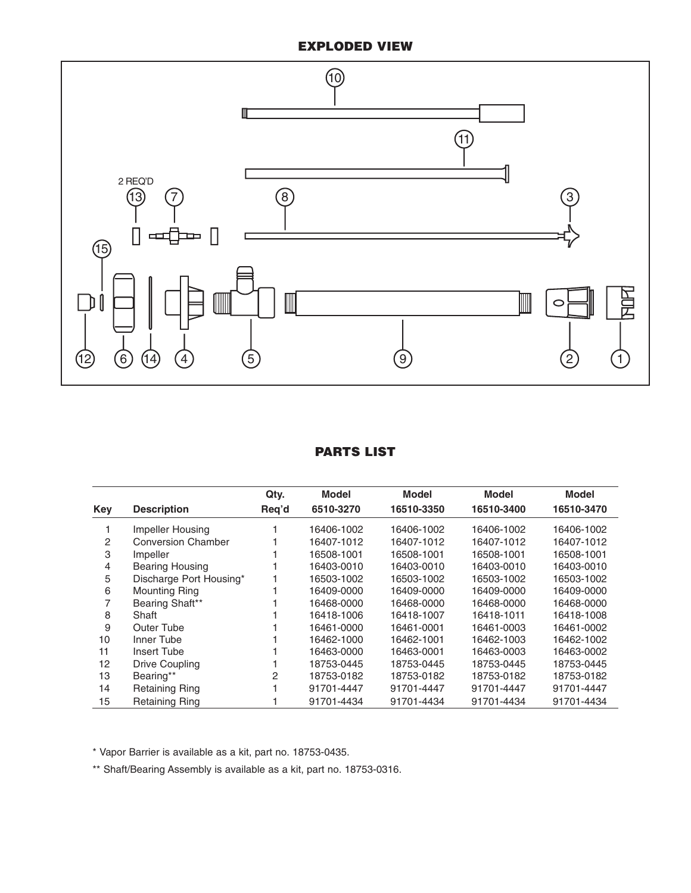## EXPLODED VIEW

2 REQ'D

## PARTS LIST

| Key | Description | Qty. Req'd | Model 6510-3270 | Model 16510-3350 | Model 16510-3400 | Model 16510-3470 |
|---|---|---|---|---|---|---|
| 1 | Impeller Housing | 1 | 16406-1002 | 16406-1002 | 16406-1002 | 16406-1002 |
| 2 | Conversion Chamber | 1 | 16407-1012 | 16407-1012 | 16407-1012 | 16407-1012 |
| 3 | Impeller | 1 | 16508-1001 | 16508-1001 | 16508-1001 | 16508-1001 |
| 4 | Bearing Housing | 1 | 16403-0010 | 16403-0010 | 16403-0010 | 16403-0010 |
| 5 | Discharge Port Housing* | 1 | 16503-1002 | 16503-1002 | 16503-1002 | 16503-1002 |
| 6 | Mounting Ring | 1 | 16409-0000 | 16409-0000 | 16409-0000 | 16409-0000 |
| 7 | Bearing Shaft** | 1 | 16468-0000 | 16468-0000 | 16468-0000 | 16468-0000 |
| 8 | Shaft | 1 | 16418-1006 | 16418-1007 | 16418-1011 | 16418-1008 |
| 9 | Outer Tube | 1 | 16461-0000 | 16461-0001 | 16461-0003 | 16461-0002 |
| 10 | Inner Tube | 1 | 16462-1000 | 16462-1001 | 16462-1003 | 16462-1002 |
| 11 | Insert Tube | 1 | 16463-0000 | 16463-0001 | 16463-0003 | 16463-0002 |
| 12 | Drive Coupling | 1 | 18753-0445 | 18753-0445 | 18753-0445 | 18753-0445 |
| 13 | Bearing** | 2 | 18753-0182 | 18753-0182 | 18753-0182 | 18753-0182 |
| 14 | Retaining Ring | 1 | 91701-4447 | 91701-4447 | 91701-4447 | 91701-4447 |
| 15 | Retaining Ring | 1 | 91701-4434 | 91701-4434 | 91701-4434 | 91701-4434 |

* Vapor Barrier is available as a kit, part no. 18753-0435.

** Shaft/Bearing Assembly is available as a kit, part no. 18753-0316.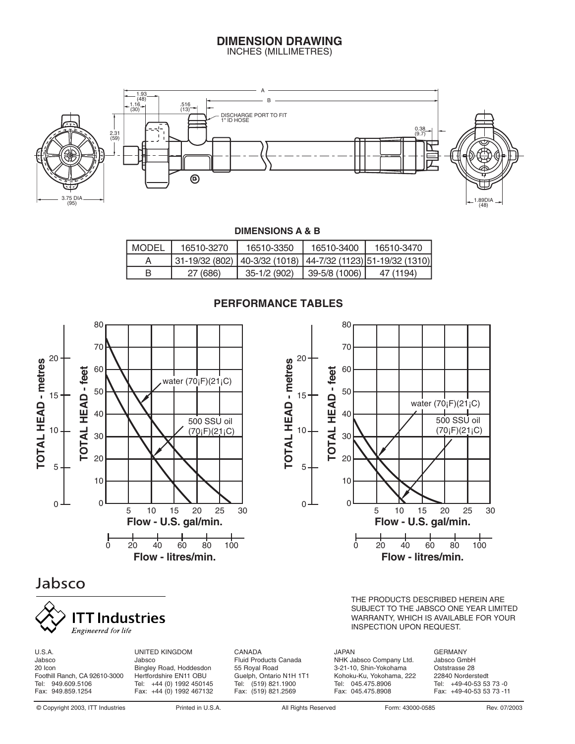## DIMENSION DRAWING

INCHES (MILLIMETRES)

A

B

1.93
(48)

1.16
(30)

.516
(13)

DISCHARGE PORT TO FIT
1" ID HOSE

2.31
(59)

0.38
(9.7)

3.75 DIA
(95)

1.89DIA
(48)

### DIMENSIONS A & B

| MODEL | 16510-3270 | 16510-3350 | 16510-3400 | 16510-3470 |
|---|---|---|---|---|
| A | 31-19/32 (802) | 40-3/32 (1018) | 44-7/32 (1123) | 51-19/32 (1310) |
| B | 27 (686) | 35-1/2 (902) | 39-5/8 (1006) | 47 (1194) |

### PERFORMANCE TABLES

TOTAL HEAD - metres
0
5
10
15
20

TOTAL HEAD - feet
0
10
20
30
40
50
60
70
80

water (70¡F)(21¡C)

500 SSU oil
(70¡F)(21¡C)

5 10 15 20 25 30
Flow - U.S. gal/min.

0 20 40 60 80 100
Flow - litres/min.

TOTAL HEAD - metres
0
5
10
15
20

TOTAL HEAD - feet
0
10
20
30
40
50
60
70
80

water (70¡F)(21¡C)

500 SSU oil
(70¡F)(21¡C)

5 10 15 20 25 30
Flow - U.S. gal/min.

0 20 40 60 80 100
Flow - litres/min.

Jabsco

ITT Industries
*Engineered for life*

THE PRODUCTS DESCRIBED HEREIN ARE SUBJECT TO THE JABSCO ONE YEAR LIMITED WARRANTY, WHICH IS AVAILABLE FOR YOUR INSPECTION UPON REQUEST.

U.S.A.
Jabsco
20 Icon
Foothill Ranch, CA 92610-3000
Tel: 949.609.5106
Fax: 949.859.1254

UNITED KINGDOM
Jabsco
Bingley Road, Hoddesdon
Hertfordshire EN11 OBU
Tel: +44 (0) 1992 450145
Fax: +44 (0) 1992 467132

CANADA
Fluid Products Canada
55 Royal Road
Guelph, Ontario N1H 1T1
Tel: (519) 821.1900
Fax: (519) 821.2569

JAPAN
NHK Jabsco Company Ltd.
3-21-10, Shin-Yokohama
Kohoku-Ku, Yokohama, 222
Tel: 045.475.8906
Fax: 045.475.8908

GERMANY
Jabsco GmbH
Oststrasse 28
22840 Norderstedt
Tel: +49-40-53 53 73 -0
Fax: +49-40-53 53 73 -11

© Copyright 2003, ITT Industries    Printed in U.S.A.    All Rights Reserved    Form: 43000-0585    Rev. 07/2003